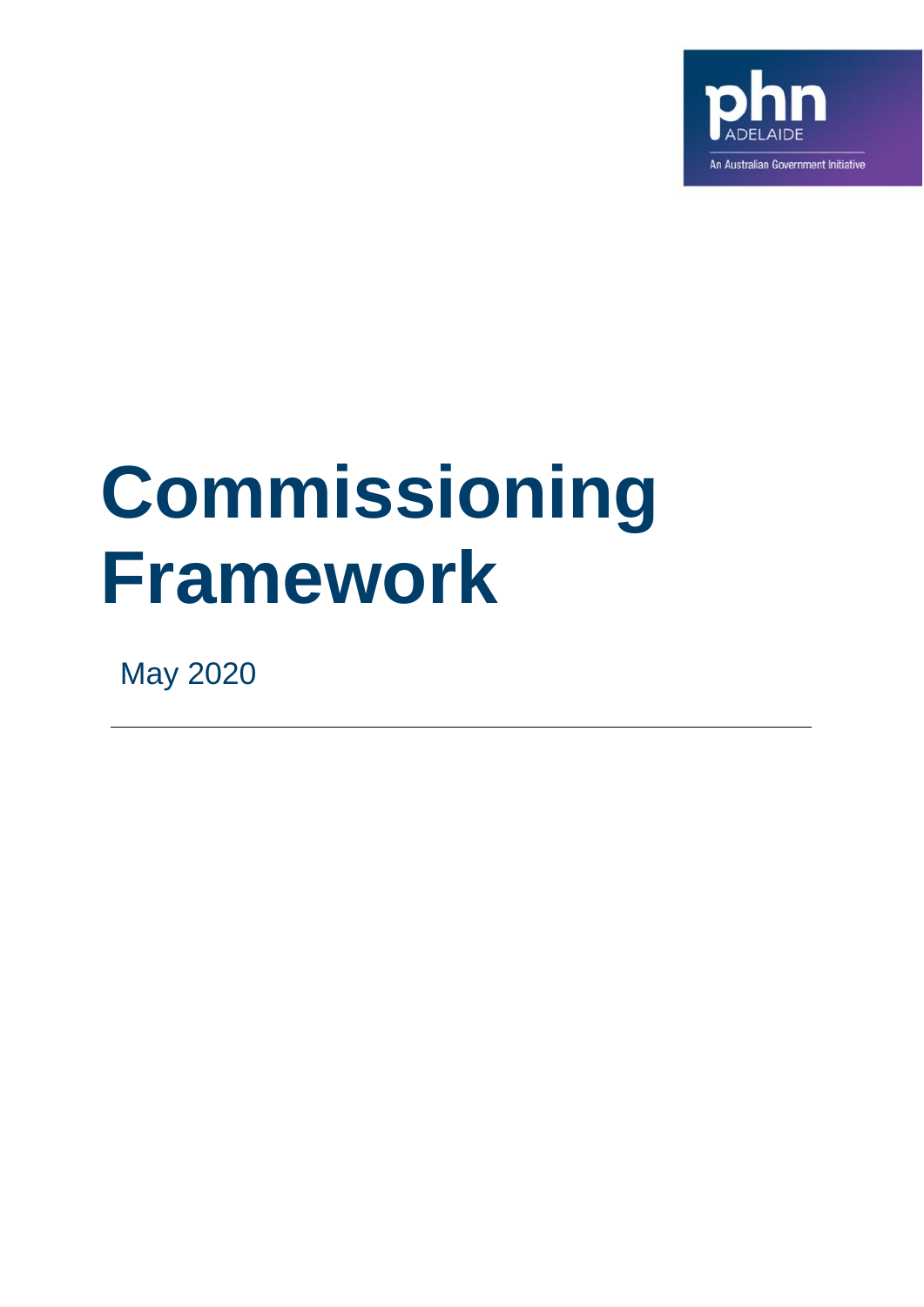phn ADELAIDE

An Australian Government Initiative

# Commissioning Framework

May 2020

---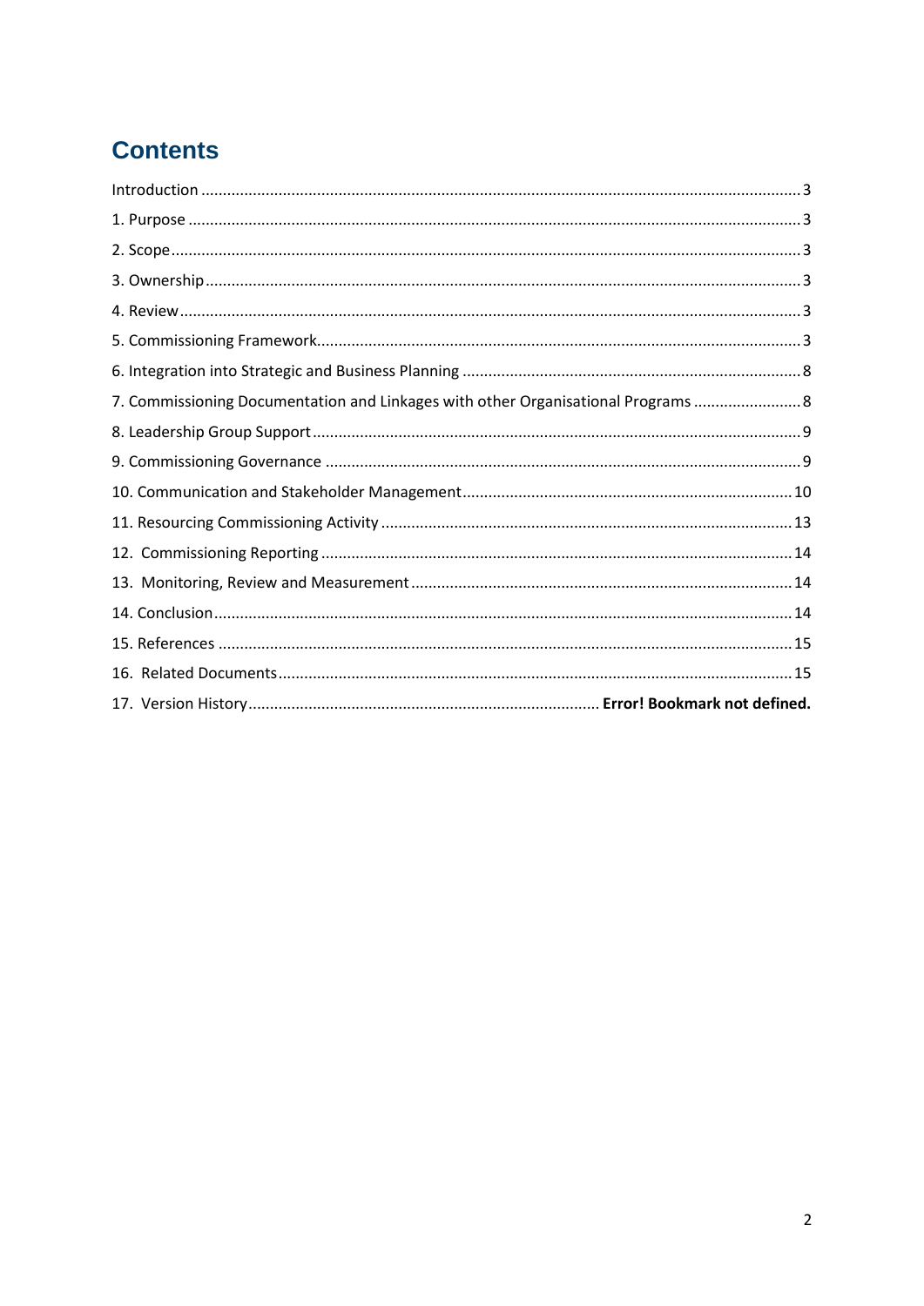# Contents

Introduction ........................................................................................................................................ 3

1. Purpose .......................................................................................................................................... 3

2. Scope .............................................................................................................................................. 3

3. Ownership ....................................................................................................................................... 3

4. Review ............................................................................................................................................ 3

5. Commissioning Framework ............................................................................................................ 3

6. Integration into Strategic and Business Planning ........................................................................... 8

7. Commissioning Documentation and Linkages with other Organisational Programs ........................ 8

8. Leadership Group Support ............................................................................................................. 9

9. Commissioning Governance .......................................................................................................... 9

10. Communication and Stakeholder Management .......................................................................... 10

11. Resourcing Commissioning Activity ............................................................................................ 13

12. Commissioning Reporting ........................................................................................................... 14

13. Monitoring, Review and Measurement ........................................................................................ 14

14. Conclusion .................................................................................................................................. 14

15. References .................................................................................................................................. 15

16. Related Documents ..................................................................................................................... 15

17. Version History ............................................................................... **Error! Bookmark not defined.**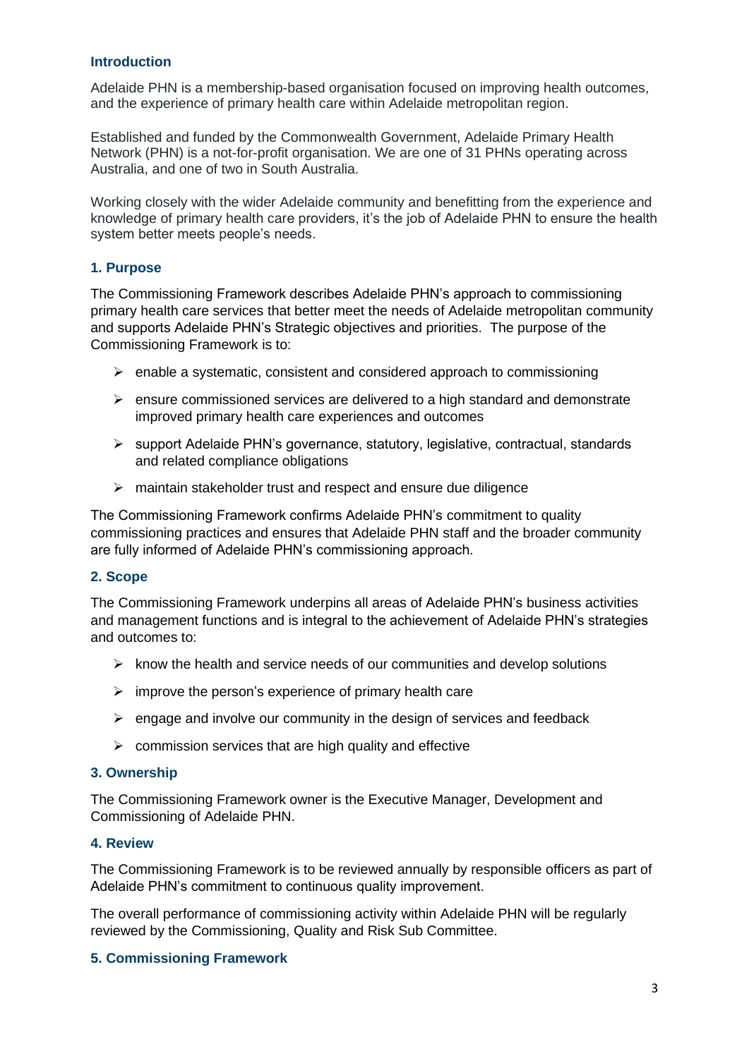## Introduction

Adelaide PHN is a membership-based organisation focused on improving health outcomes, and the experience of primary health care within Adelaide metropolitan region.

Established and funded by the Commonwealth Government, Adelaide Primary Health Network (PHN) is a not-for-profit organisation. We are one of 31 PHNs operating across Australia, and one of two in South Australia.

Working closely with the wider Adelaide community and benefitting from the experience and knowledge of primary health care providers, it's the job of Adelaide PHN to ensure the health system better meets people's needs.

## 1. Purpose

The Commissioning Framework describes Adelaide PHN's approach to commissioning primary health care services that better meet the needs of Adelaide metropolitan community and supports Adelaide PHN's Strategic objectives and priorities. The purpose of the Commissioning Framework is to:

- enable a systematic, consistent and considered approach to commissioning
- ensure commissioned services are delivered to a high standard and demonstrate improved primary health care experiences and outcomes
- support Adelaide PHN's governance, statutory, legislative, contractual, standards and related compliance obligations
- maintain stakeholder trust and respect and ensure due diligence

The Commissioning Framework confirms Adelaide PHN's commitment to quality commissioning practices and ensures that Adelaide PHN staff and the broader community are fully informed of Adelaide PHN's commissioning approach.

## 2. Scope

The Commissioning Framework underpins all areas of Adelaide PHN's business activities and management functions and is integral to the achievement of Adelaide PHN's strategies and outcomes to:

- know the health and service needs of our communities and develop solutions
- improve the person's experience of primary health care
- engage and involve our community in the design of services and feedback
- commission services that are high quality and effective

## 3. Ownership

The Commissioning Framework owner is the Executive Manager, Development and Commissioning of Adelaide PHN.

## 4. Review

The Commissioning Framework is to be reviewed annually by responsible officers as part of Adelaide PHN's commitment to continuous quality improvement.

The overall performance of commissioning activity within Adelaide PHN will be regularly reviewed by the Commissioning, Quality and Risk Sub Committee.

## 5. Commissioning Framework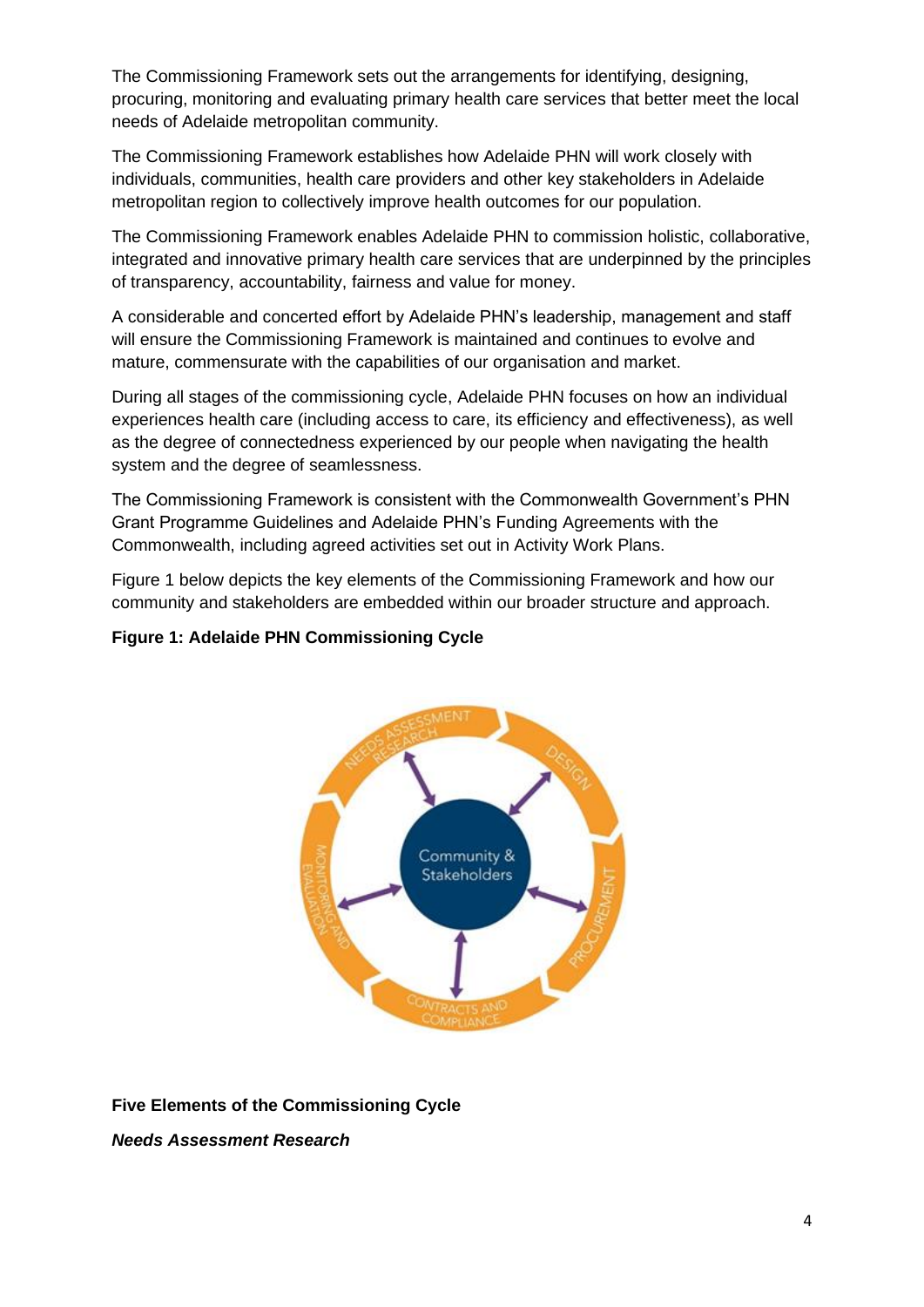The Commissioning Framework sets out the arrangements for identifying, designing, procuring, monitoring and evaluating primary health care services that better meet the local needs of Adelaide metropolitan community.

The Commissioning Framework establishes how Adelaide PHN will work closely with individuals, communities, health care providers and other key stakeholders in Adelaide metropolitan region to collectively improve health outcomes for our population.

The Commissioning Framework enables Adelaide PHN to commission holistic, collaborative, integrated and innovative primary health care services that are underpinned by the principles of transparency, accountability, fairness and value for money.

A considerable and concerted effort by Adelaide PHN's leadership, management and staff will ensure the Commissioning Framework is maintained and continues to evolve and mature, commensurate with the capabilities of our organisation and market.

During all stages of the commissioning cycle, Adelaide PHN focuses on how an individual experiences health care (including access to care, its efficiency and effectiveness), as well as the degree of connectedness experienced by our people when navigating the health system and the degree of seamlessness.

The Commissioning Framework is consistent with the Commonwealth Government's PHN Grant Programme Guidelines and Adelaide PHN's Funding Agreements with the Commonwealth, including agreed activities set out in Activity Work Plans.

Figure 1 below depicts the key elements of the Commissioning Framework and how our community and stakeholders are embedded within our broader structure and approach.

**Figure 1: Adelaide PHN Commissioning Cycle**

**Five Elements of the Commissioning Cycle**

***Needs Assessment Research***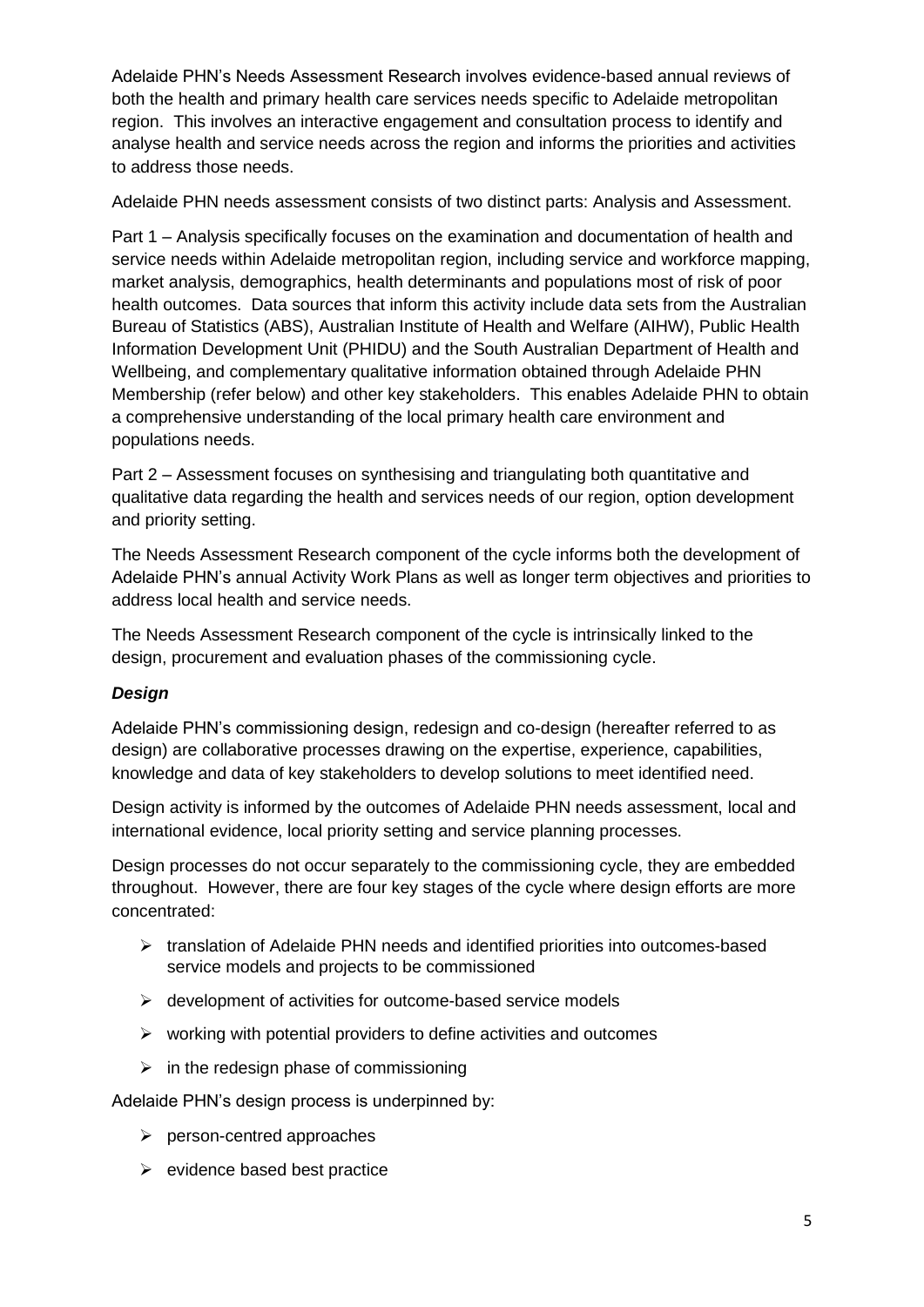Adelaide PHN's Needs Assessment Research involves evidence-based annual reviews of both the health and primary health care services needs specific to Adelaide metropolitan region. This involves an interactive engagement and consultation process to identify and analyse health and service needs across the region and informs the priorities and activities to address those needs.

Adelaide PHN needs assessment consists of two distinct parts: Analysis and Assessment.

Part 1 – Analysis specifically focuses on the examination and documentation of health and service needs within Adelaide metropolitan region, including service and workforce mapping, market analysis, demographics, health determinants and populations most of risk of poor health outcomes. Data sources that inform this activity include data sets from the Australian Bureau of Statistics (ABS), Australian Institute of Health and Welfare (AIHW), Public Health Information Development Unit (PHIDU) and the South Australian Department of Health and Wellbeing, and complementary qualitative information obtained through Adelaide PHN Membership (refer below) and other key stakeholders. This enables Adelaide PHN to obtain a comprehensive understanding of the local primary health care environment and populations needs.

Part 2 – Assessment focuses on synthesising and triangulating both quantitative and qualitative data regarding the health and services needs of our region, option development and priority setting.

The Needs Assessment Research component of the cycle informs both the development of Adelaide PHN's annual Activity Work Plans as well as longer term objectives and priorities to address local health and service needs.

The Needs Assessment Research component of the cycle is intrinsically linked to the design, procurement and evaluation phases of the commissioning cycle.

### ***Design***

Adelaide PHN's commissioning design, redesign and co-design (hereafter referred to as design) are collaborative processes drawing on the expertise, experience, capabilities, knowledge and data of key stakeholders to develop solutions to meet identified need.

Design activity is informed by the outcomes of Adelaide PHN needs assessment, local and international evidence, local priority setting and service planning processes.

Design processes do not occur separately to the commissioning cycle, they are embedded throughout. However, there are four key stages of the cycle where design efforts are more concentrated:

- translation of Adelaide PHN needs and identified priorities into outcomes-based service models and projects to be commissioned
- development of activities for outcome-based service models
- working with potential providers to define activities and outcomes
- in the redesign phase of commissioning

Adelaide PHN's design process is underpinned by:

- person-centred approaches
- evidence based best practice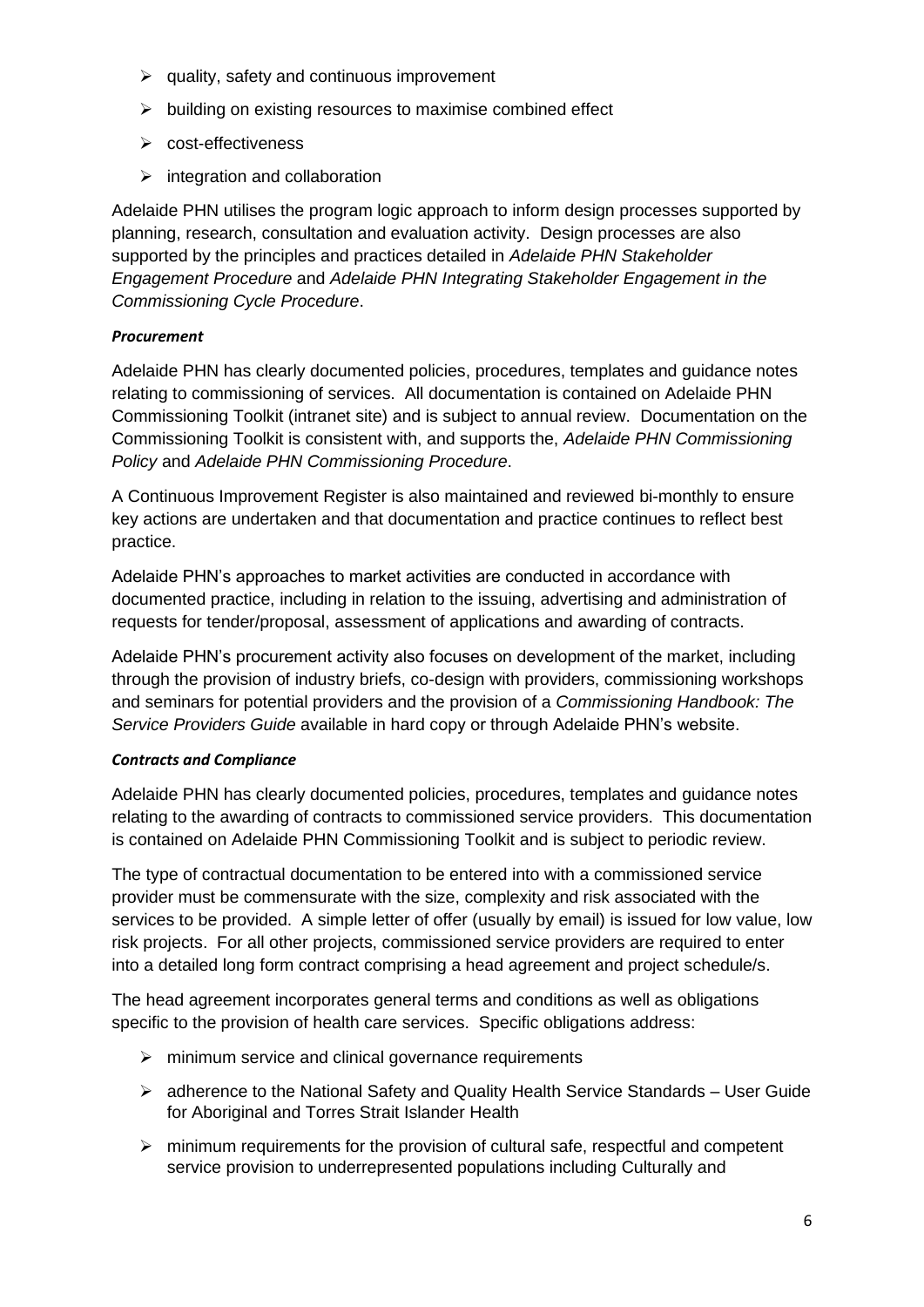- quality, safety and continuous improvement
- building on existing resources to maximise combined effect
- cost-effectiveness
- integration and collaboration

Adelaide PHN utilises the program logic approach to inform design processes supported by planning, research, consultation and evaluation activity. Design processes are also supported by the principles and practices detailed in *Adelaide PHN Stakeholder Engagement Procedure* and *Adelaide PHN Integrating Stakeholder Engagement in the Commissioning Cycle Procedure*.

***Procurement***

Adelaide PHN has clearly documented policies, procedures, templates and guidance notes relating to commissioning of services. All documentation is contained on Adelaide PHN Commissioning Toolkit (intranet site) and is subject to annual review. Documentation on the Commissioning Toolkit is consistent with, and supports the, *Adelaide PHN Commissioning Policy* and *Adelaide PHN Commissioning Procedure*.

A Continuous Improvement Register is also maintained and reviewed bi-monthly to ensure key actions are undertaken and that documentation and practice continues to reflect best practice.

Adelaide PHN's approaches to market activities are conducted in accordance with documented practice, including in relation to the issuing, advertising and administration of requests for tender/proposal, assessment of applications and awarding of contracts.

Adelaide PHN's procurement activity also focuses on development of the market, including through the provision of industry briefs, co-design with providers, commissioning workshops and seminars for potential providers and the provision of a *Commissioning Handbook: The Service Providers Guide* available in hard copy or through Adelaide PHN's website.

***Contracts and Compliance***

Adelaide PHN has clearly documented policies, procedures, templates and guidance notes relating to the awarding of contracts to commissioned service providers. This documentation is contained on Adelaide PHN Commissioning Toolkit and is subject to periodic review.

The type of contractual documentation to be entered into with a commissioned service provider must be commensurate with the size, complexity and risk associated with the services to be provided. A simple letter of offer (usually by email) is issued for low value, low risk projects. For all other projects, commissioned service providers are required to enter into a detailed long form contract comprising a head agreement and project schedule/s.

The head agreement incorporates general terms and conditions as well as obligations specific to the provision of health care services. Specific obligations address:

- minimum service and clinical governance requirements
- adherence to the National Safety and Quality Health Service Standards – User Guide for Aboriginal and Torres Strait Islander Health
- minimum requirements for the provision of cultural safe, respectful and competent service provision to underrepresented populations including Culturally and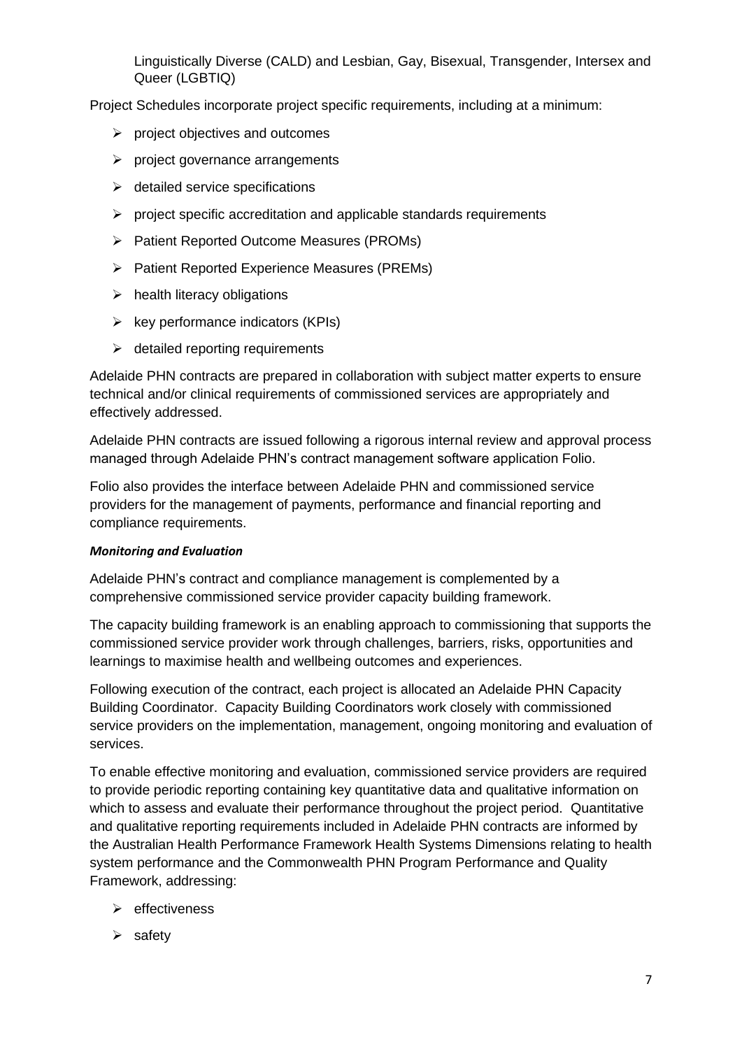Linguistically Diverse (CALD) and Lesbian, Gay, Bisexual, Transgender, Intersex and Queer (LGBTIQ)

Project Schedules incorporate project specific requirements, including at a minimum:

- project objectives and outcomes
- project governance arrangements
- detailed service specifications
- project specific accreditation and applicable standards requirements
- Patient Reported Outcome Measures (PROMs)
- Patient Reported Experience Measures (PREMs)
- health literacy obligations
- key performance indicators (KPIs)
- detailed reporting requirements

Adelaide PHN contracts are prepared in collaboration with subject matter experts to ensure technical and/or clinical requirements of commissioned services are appropriately and effectively addressed.

Adelaide PHN contracts are issued following a rigorous internal review and approval process managed through Adelaide PHN's contract management software application Folio.

Folio also provides the interface between Adelaide PHN and commissioned service providers for the management of payments, performance and financial reporting and compliance requirements.

***Monitoring and Evaluation***

Adelaide PHN's contract and compliance management is complemented by a comprehensive commissioned service provider capacity building framework.

The capacity building framework is an enabling approach to commissioning that supports the commissioned service provider work through challenges, barriers, risks, opportunities and learnings to maximise health and wellbeing outcomes and experiences.

Following execution of the contract, each project is allocated an Adelaide PHN Capacity Building Coordinator. Capacity Building Coordinators work closely with commissioned service providers on the implementation, management, ongoing monitoring and evaluation of services.

To enable effective monitoring and evaluation, commissioned service providers are required to provide periodic reporting containing key quantitative data and qualitative information on which to assess and evaluate their performance throughout the project period. Quantitative and qualitative reporting requirements included in Adelaide PHN contracts are informed by the Australian Health Performance Framework Health Systems Dimensions relating to health system performance and the Commonwealth PHN Program Performance and Quality Framework, addressing:

- effectiveness
- safety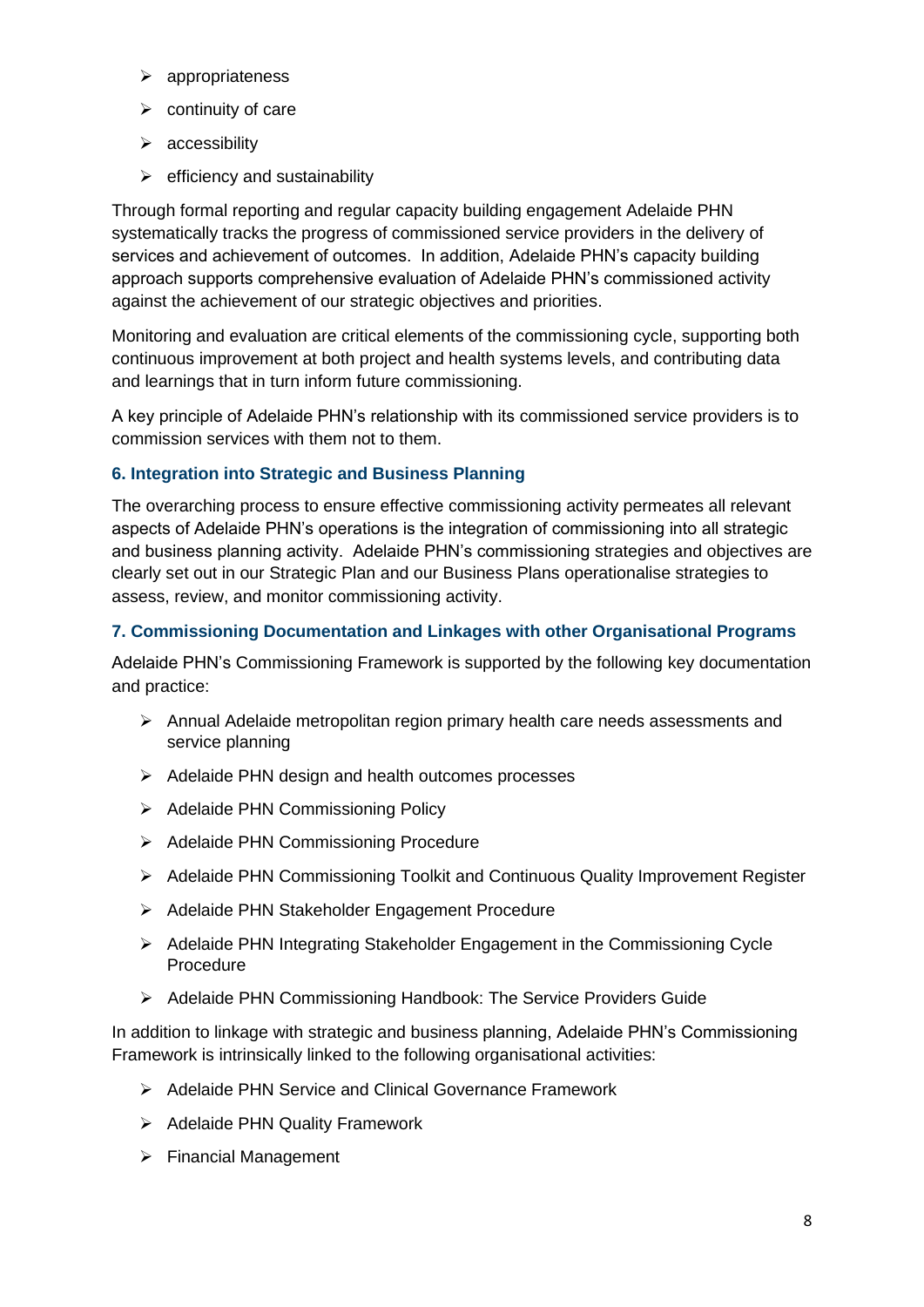- appropriateness
- continuity of care
- accessibility
- efficiency and sustainability

Through formal reporting and regular capacity building engagement Adelaide PHN systematically tracks the progress of commissioned service providers in the delivery of services and achievement of outcomes. In addition, Adelaide PHN's capacity building approach supports comprehensive evaluation of Adelaide PHN's commissioned activity against the achievement of our strategic objectives and priorities.

Monitoring and evaluation are critical elements of the commissioning cycle, supporting both continuous improvement at both project and health systems levels, and contributing data and learnings that in turn inform future commissioning.

A key principle of Adelaide PHN's relationship with its commissioned service providers is to commission services with them not to them.

### 6. Integration into Strategic and Business Planning

The overarching process to ensure effective commissioning activity permeates all relevant aspects of Adelaide PHN's operations is the integration of commissioning into all strategic and business planning activity. Adelaide PHN's commissioning strategies and objectives are clearly set out in our Strategic Plan and our Business Plans operationalise strategies to assess, review, and monitor commissioning activity.

### 7. Commissioning Documentation and Linkages with other Organisational Programs

Adelaide PHN's Commissioning Framework is supported by the following key documentation and practice:

- Annual Adelaide metropolitan region primary health care needs assessments and service planning
- Adelaide PHN design and health outcomes processes
- Adelaide PHN Commissioning Policy
- Adelaide PHN Commissioning Procedure
- Adelaide PHN Commissioning Toolkit and Continuous Quality Improvement Register
- Adelaide PHN Stakeholder Engagement Procedure
- Adelaide PHN Integrating Stakeholder Engagement in the Commissioning Cycle Procedure
- Adelaide PHN Commissioning Handbook: The Service Providers Guide

In addition to linkage with strategic and business planning, Adelaide PHN's Commissioning Framework is intrinsically linked to the following organisational activities:

- Adelaide PHN Service and Clinical Governance Framework
- Adelaide PHN Quality Framework
- Financial Management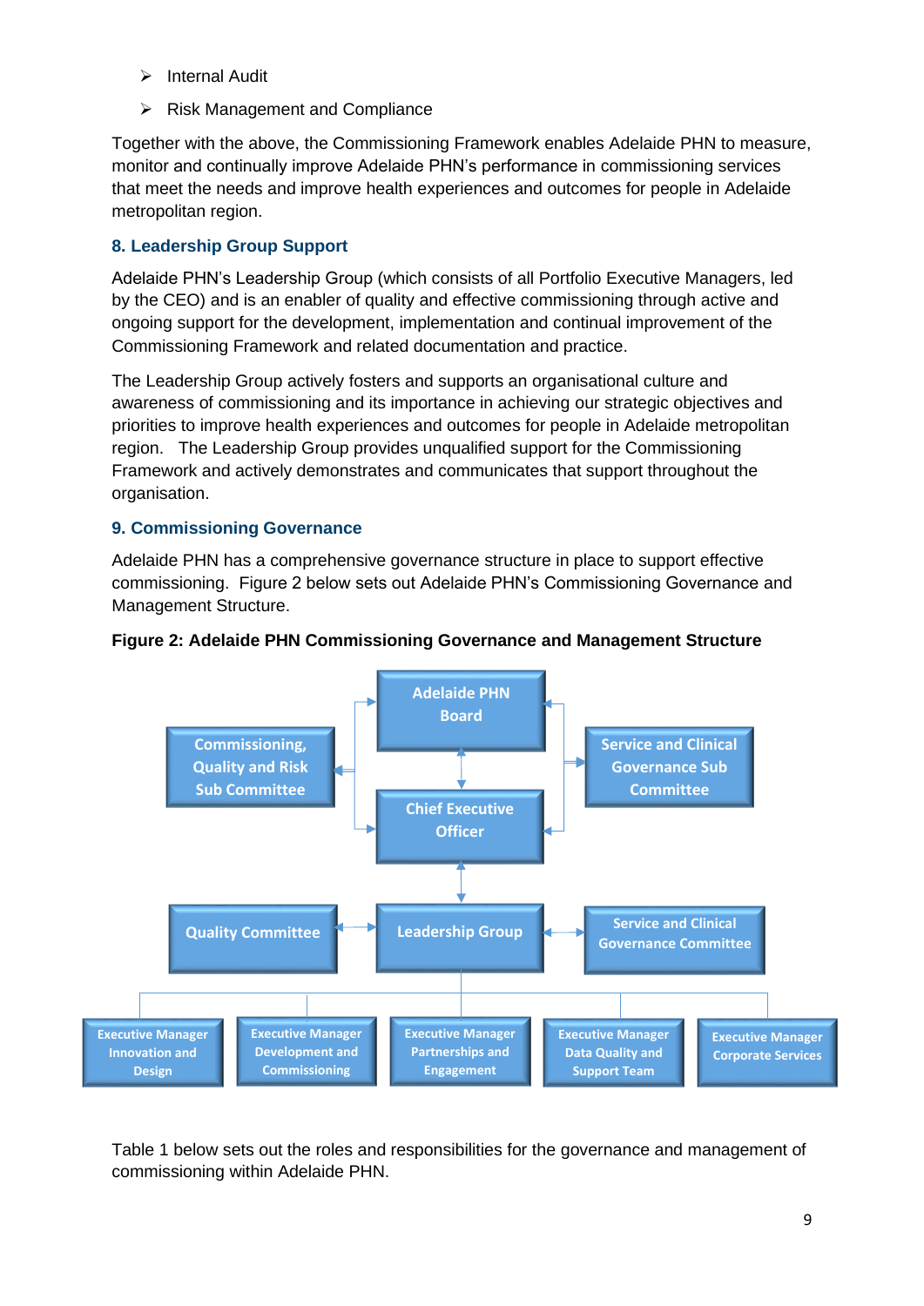- Internal Audit
- Risk Management and Compliance

Together with the above, the Commissioning Framework enables Adelaide PHN to measure, monitor and continually improve Adelaide PHN's performance in commissioning services that meet the needs and improve health experiences and outcomes for people in Adelaide metropolitan region.

## 8. Leadership Group Support

Adelaide PHN's Leadership Group (which consists of all Portfolio Executive Managers, led by the CEO) and is an enabler of quality and effective commissioning through active and ongoing support for the development, implementation and continual improvement of the Commissioning Framework and related documentation and practice.

The Leadership Group actively fosters and supports an organisational culture and awareness of commissioning and its importance in achieving our strategic objectives and priorities to improve health experiences and outcomes for people in Adelaide metropolitan region. The Leadership Group provides unqualified support for the Commissioning Framework and actively demonstrates and communicates that support throughout the organisation.

## 9. Commissioning Governance

Adelaide PHN has a comprehensive governance structure in place to support effective commissioning. Figure 2 below sets out Adelaide PHN's Commissioning Governance and Management Structure.

**Figure 2: Adelaide PHN Commissioning Governance and Management Structure**

- Adelaide PHN Board
  - Commissioning, Quality and Risk Sub Committee
  - Service and Clinical Governance Sub Committee
- Chief Executive Officer
- Leadership Group
  - Quality Committee
  - Service and Clinical Governance Committee
  - Executive Manager Innovation and Design
  - Executive Manager Development and Commissioning
  - Executive Manager Partnerships and Engagement
  - Executive Manager Data Quality and Support Team
  - Executive Manager Corporate Services

Table 1 below sets out the roles and responsibilities for the governance and management of commissioning within Adelaide PHN.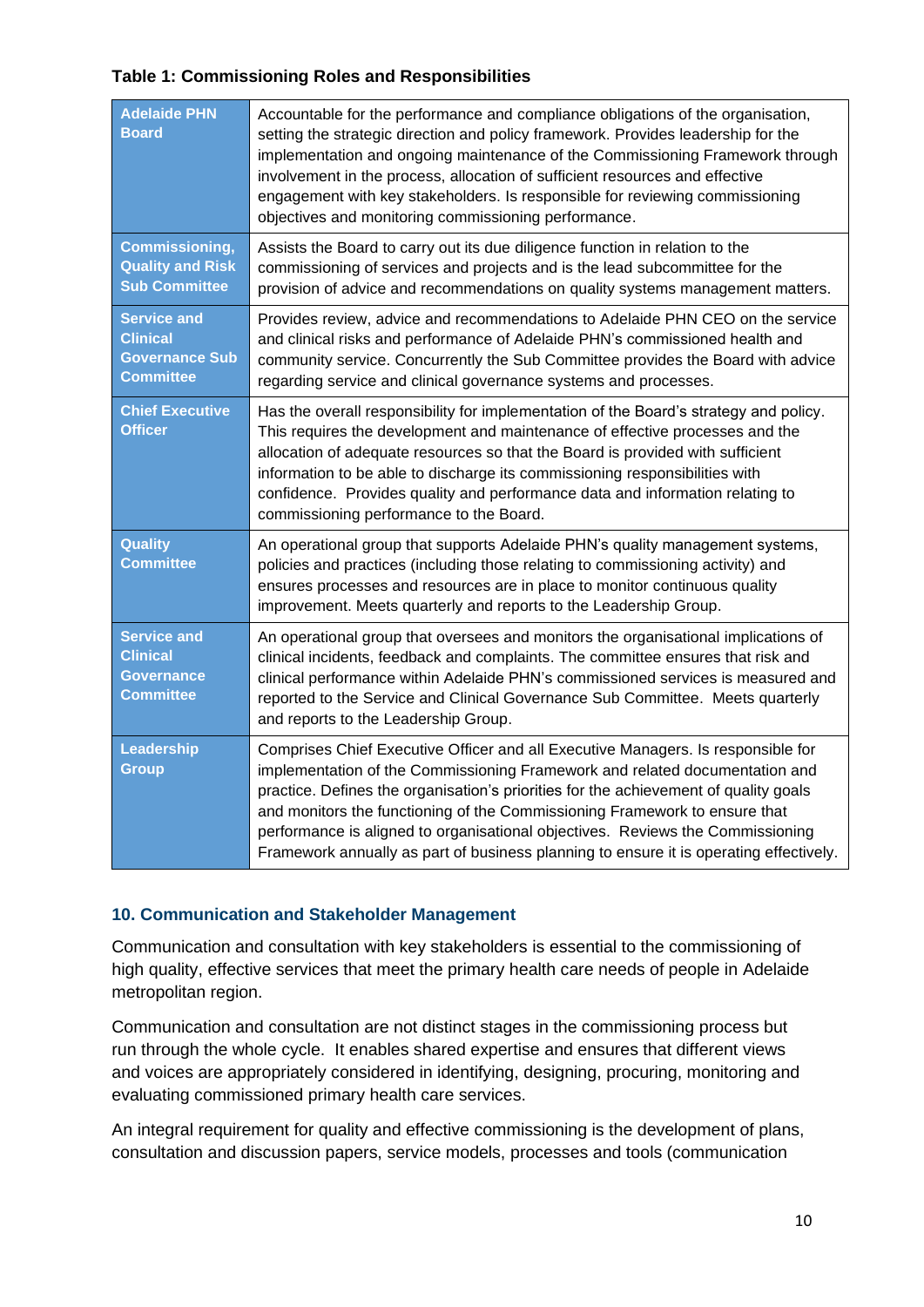**Table 1: Commissioning Roles and Responsibilities**

| Role | Responsibilities |
|---|---|
| **Adelaide PHN Board** | Accountable for the performance and compliance obligations of the organisation, setting the strategic direction and policy framework. Provides leadership for the implementation and ongoing maintenance of the Commissioning Framework through involvement in the process, allocation of sufficient resources and effective engagement with key stakeholders. Is responsible for reviewing commissioning objectives and monitoring commissioning performance. |
| **Commissioning, Quality and Risk Sub Committee** | Assists the Board to carry out its due diligence function in relation to the commissioning of services and projects and is the lead subcommittee for the provision of advice and recommendations on quality systems management matters. |
| **Service and Clinical Governance Sub Committee** | Provides review, advice and recommendations to Adelaide PHN CEO on the service and clinical risks and performance of Adelaide PHN's commissioned health and community service. Concurrently the Sub Committee provides the Board with advice regarding service and clinical governance systems and processes. |
| **Chief Executive Officer** | Has the overall responsibility for implementation of the Board's strategy and policy. This requires the development and maintenance of effective processes and the allocation of adequate resources so that the Board is provided with sufficient information to be able to discharge its commissioning responsibilities with confidence. Provides quality and performance data and information relating to commissioning performance to the Board. |
| **Quality Committee** | An operational group that supports Adelaide PHN's quality management systems, policies and practices (including those relating to commissioning activity) and ensures processes and resources are in place to monitor continuous quality improvement. Meets quarterly and reports to the Leadership Group. |
| **Service and Clinical Governance Committee** | An operational group that oversees and monitors the organisational implications of clinical incidents, feedback and complaints. The committee ensures that risk and clinical performance within Adelaide PHN's commissioned services is measured and reported to the Service and Clinical Governance Sub Committee. Meets quarterly and reports to the Leadership Group. |
| **Leadership Group** | Comprises Chief Executive Officer and all Executive Managers. Is responsible for implementation of the Commissioning Framework and related documentation and practice. Defines the organisation's priorities for the achievement of quality goals and monitors the functioning of the Commissioning Framework to ensure that performance is aligned to organisational objectives. Reviews the Commissioning Framework annually as part of business planning to ensure it is operating effectively. |

## 10. Communication and Stakeholder Management

Communication and consultation with key stakeholders is essential to the commissioning of high quality, effective services that meet the primary health care needs of people in Adelaide metropolitan region.

Communication and consultation are not distinct stages in the commissioning process but run through the whole cycle. It enables shared expertise and ensures that different views and voices are appropriately considered in identifying, designing, procuring, monitoring and evaluating commissioned primary health care services.

An integral requirement for quality and effective commissioning is the development of plans, consultation and discussion papers, service models, processes and tools (communication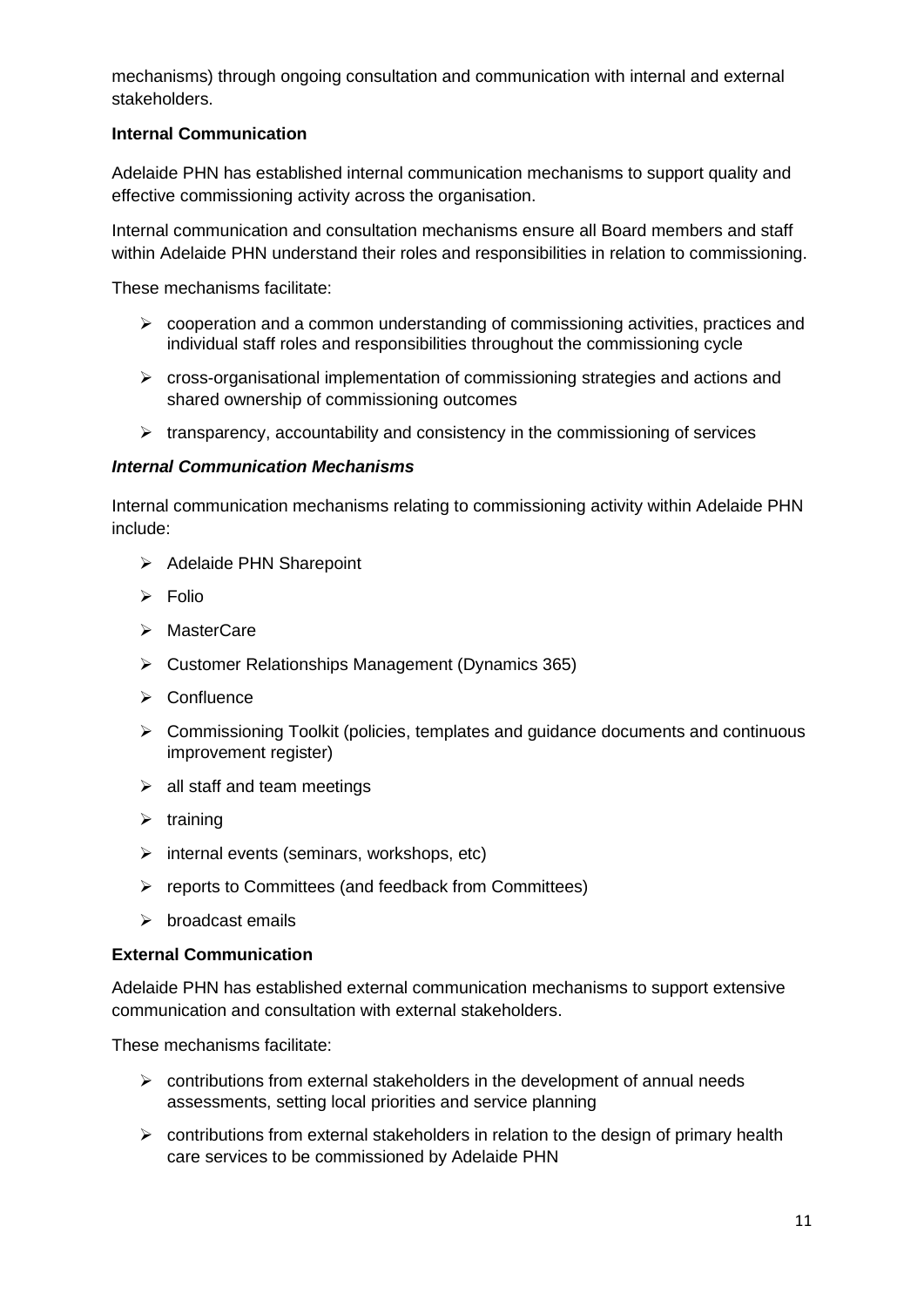mechanisms) through ongoing consultation and communication with internal and external stakeholders.

**Internal Communication**

Adelaide PHN has established internal communication mechanisms to support quality and effective commissioning activity across the organisation.

Internal communication and consultation mechanisms ensure all Board members and staff within Adelaide PHN understand their roles and responsibilities in relation to commissioning.

These mechanisms facilitate:

- cooperation and a common understanding of commissioning activities, practices and individual staff roles and responsibilities throughout the commissioning cycle
- cross-organisational implementation of commissioning strategies and actions and shared ownership of commissioning outcomes
- transparency, accountability and consistency in the commissioning of services

***Internal Communication Mechanisms***

Internal communication mechanisms relating to commissioning activity within Adelaide PHN include:

- Adelaide PHN Sharepoint
- Folio
- MasterCare
- Customer Relationships Management (Dynamics 365)
- Confluence
- Commissioning Toolkit (policies, templates and guidance documents and continuous improvement register)
- all staff and team meetings
- training
- internal events (seminars, workshops, etc)
- reports to Committees (and feedback from Committees)
- broadcast emails

**External Communication**

Adelaide PHN has established external communication mechanisms to support extensive communication and consultation with external stakeholders.

These mechanisms facilitate:

- contributions from external stakeholders in the development of annual needs assessments, setting local priorities and service planning
- contributions from external stakeholders in relation to the design of primary health care services to be commissioned by Adelaide PHN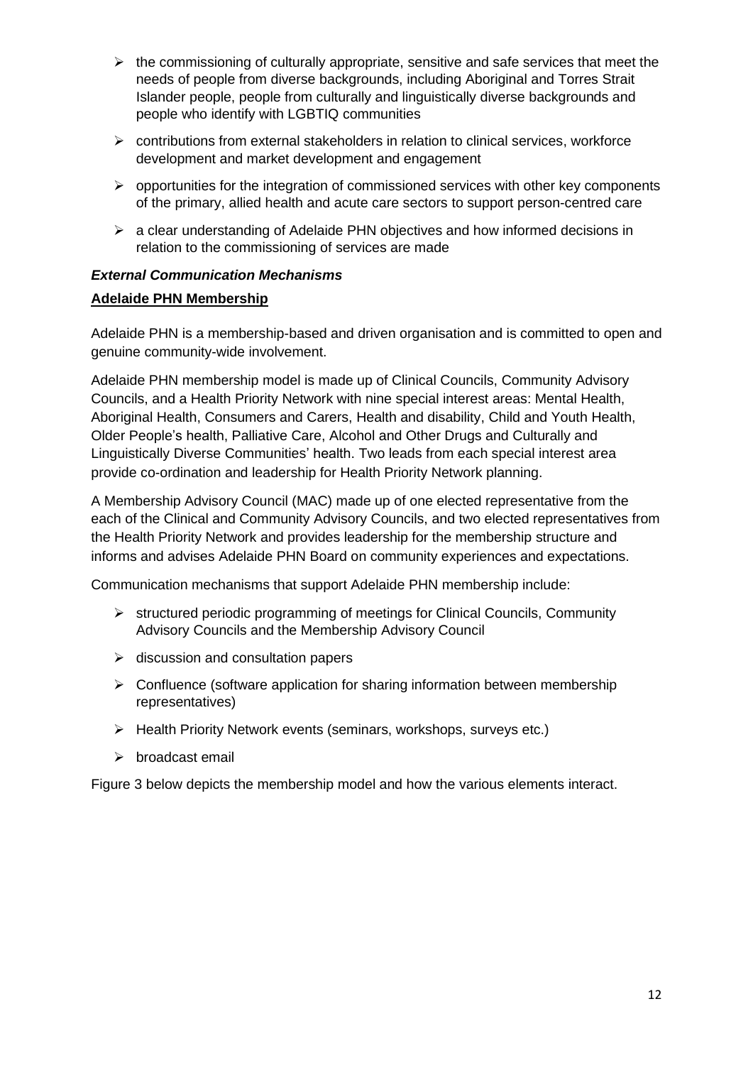- the commissioning of culturally appropriate, sensitive and safe services that meet the needs of people from diverse backgrounds, including Aboriginal and Torres Strait Islander people, people from culturally and linguistically diverse backgrounds and people who identify with LGBTIQ communities
- contributions from external stakeholders in relation to clinical services, workforce development and market development and engagement
- opportunities for the integration of commissioned services with other key components of the primary, allied health and acute care sectors to support person-centred care
- a clear understanding of Adelaide PHN objectives and how informed decisions in relation to the commissioning of services are made

***External Communication Mechanisms***

**<u>Adelaide PHN Membership</u>**

Adelaide PHN is a membership-based and driven organisation and is committed to open and genuine community-wide involvement.

Adelaide PHN membership model is made up of Clinical Councils, Community Advisory Councils, and a Health Priority Network with nine special interest areas: Mental Health, Aboriginal Health, Consumers and Carers, Health and disability, Child and Youth Health, Older People's health, Palliative Care, Alcohol and Other Drugs and Culturally and Linguistically Diverse Communities' health. Two leads from each special interest area provide co-ordination and leadership for Health Priority Network planning.

A Membership Advisory Council (MAC) made up of one elected representative from the each of the Clinical and Community Advisory Councils, and two elected representatives from the Health Priority Network and provides leadership for the membership structure and informs and advises Adelaide PHN Board on community experiences and expectations.

Communication mechanisms that support Adelaide PHN membership include:

- structured periodic programming of meetings for Clinical Councils, Community Advisory Councils and the Membership Advisory Council
- discussion and consultation papers
- Confluence (software application for sharing information between membership representatives)
- Health Priority Network events (seminars, workshops, surveys etc.)
- broadcast email

Figure 3 below depicts the membership model and how the various elements interact.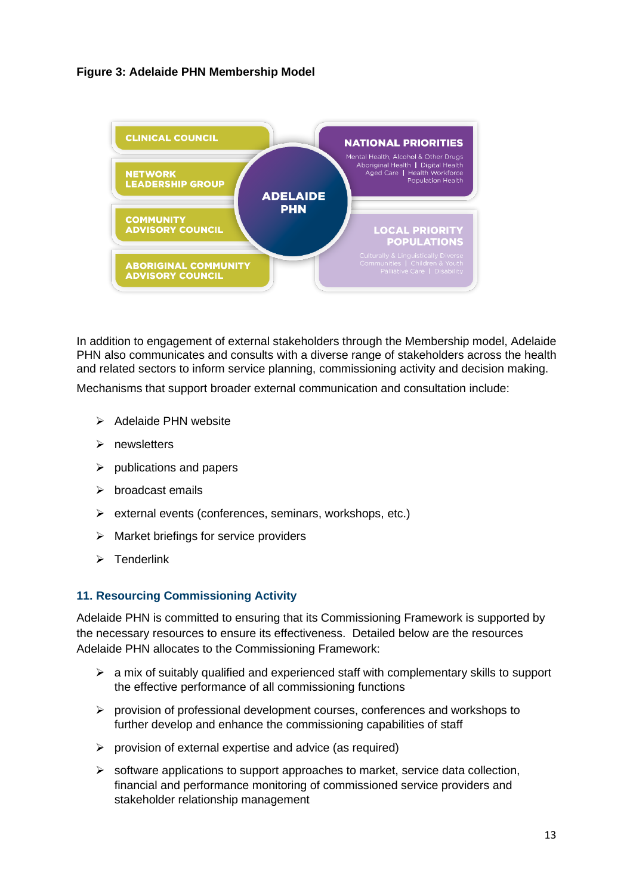**Figure 3: Adelaide PHN Membership Model**

CLINICAL COUNCIL

NETWORK LEADERSHIP GROUP

COMMUNITY ADVISORY COUNCIL

ABORIGINAL COMMUNITY ADVISORY COUNCIL

ADELAIDE PHN

NATIONAL PRIORITIES

Mental Health, Alcohol & Other Drugs | Aboriginal Health | Digital Health | Aged Care | Health Workforce | Population Health

LOCAL PRIORITY POPULATIONS

Culturally & Linguistically Diverse Communities | Children & Youth | Palliative Care | Disability

In addition to engagement of external stakeholders through the Membership model, Adelaide PHN also communicates and consults with a diverse range of stakeholders across the health and related sectors to inform service planning, commissioning activity and decision making.

Mechanisms that support broader external communication and consultation include:

- Adelaide PHN website
- newsletters
- publications and papers
- broadcast emails
- external events (conferences, seminars, workshops, etc.)
- Market briefings for service providers
- Tenderlink

## 11. Resourcing Commissioning Activity

Adelaide PHN is committed to ensuring that its Commissioning Framework is supported by the necessary resources to ensure its effectiveness. Detailed below are the resources Adelaide PHN allocates to the Commissioning Framework:

- a mix of suitably qualified and experienced staff with complementary skills to support the effective performance of all commissioning functions
- provision of professional development courses, conferences and workshops to further develop and enhance the commissioning capabilities of staff
- provision of external expertise and advice (as required)
- software applications to support approaches to market, service data collection, financial and performance monitoring of commissioned service providers and stakeholder relationship management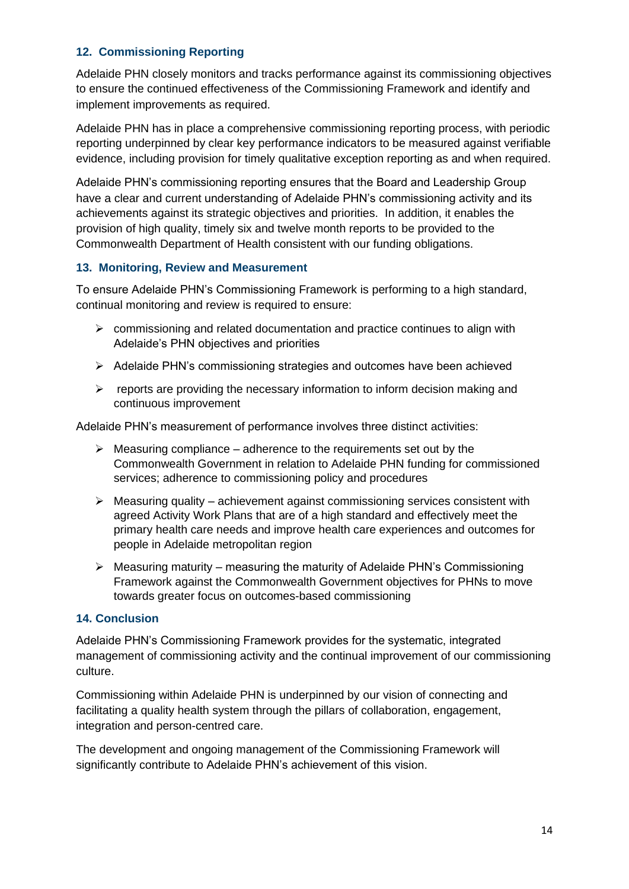### 12. Commissioning Reporting

Adelaide PHN closely monitors and tracks performance against its commissioning objectives to ensure the continued effectiveness of the Commissioning Framework and identify and implement improvements as required.

Adelaide PHN has in place a comprehensive commissioning reporting process, with periodic reporting underpinned by clear key performance indicators to be measured against verifiable evidence, including provision for timely qualitative exception reporting as and when required.

Adelaide PHN's commissioning reporting ensures that the Board and Leadership Group have a clear and current understanding of Adelaide PHN's commissioning activity and its achievements against its strategic objectives and priorities. In addition, it enables the provision of high quality, timely six and twelve month reports to be provided to the Commonwealth Department of Health consistent with our funding obligations.

### 13. Monitoring, Review and Measurement

To ensure Adelaide PHN's Commissioning Framework is performing to a high standard, continual monitoring and review is required to ensure:

- commissioning and related documentation and practice continues to align with Adelaide's PHN objectives and priorities
- Adelaide PHN's commissioning strategies and outcomes have been achieved
- reports are providing the necessary information to inform decision making and continuous improvement

Adelaide PHN's measurement of performance involves three distinct activities:

- Measuring compliance – adherence to the requirements set out by the Commonwealth Government in relation to Adelaide PHN funding for commissioned services; adherence to commissioning policy and procedures
- Measuring quality – achievement against commissioning services consistent with agreed Activity Work Plans that are of a high standard and effectively meet the primary health care needs and improve health care experiences and outcomes for people in Adelaide metropolitan region
- Measuring maturity – measuring the maturity of Adelaide PHN's Commissioning Framework against the Commonwealth Government objectives for PHNs to move towards greater focus on outcomes-based commissioning

### 14. Conclusion

Adelaide PHN's Commissioning Framework provides for the systematic, integrated management of commissioning activity and the continual improvement of our commissioning culture.

Commissioning within Adelaide PHN is underpinned by our vision of connecting and facilitating a quality health system through the pillars of collaboration, engagement, integration and person-centred care.

The development and ongoing management of the Commissioning Framework will significantly contribute to Adelaide PHN's achievement of this vision.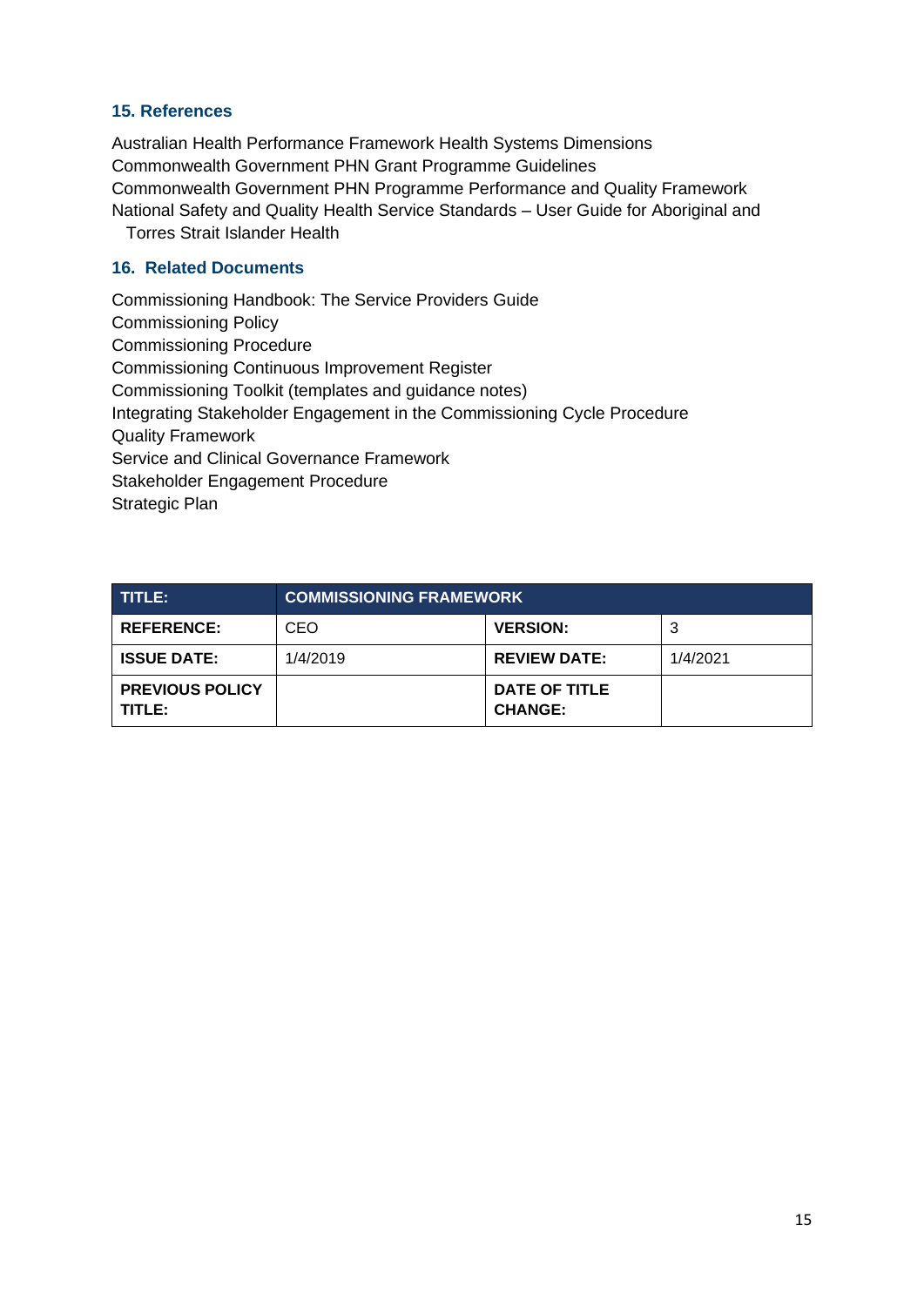## 15. References

Australian Health Performance Framework Health Systems Dimensions
Commonwealth Government PHN Grant Programme Guidelines
Commonwealth Government PHN Programme Performance and Quality Framework
National Safety and Quality Health Service Standards – User Guide for Aboriginal and Torres Strait Islander Health

## 16. Related Documents

Commissioning Handbook: The Service Providers Guide
Commissioning Policy
Commissioning Procedure
Commissioning Continuous Improvement Register
Commissioning Toolkit (templates and guidance notes)
Integrating Stakeholder Engagement in the Commissioning Cycle Procedure
Quality Framework
Service and Clinical Governance Framework
Stakeholder Engagement Procedure
Strategic Plan

| **TITLE:** | **COMMISSIONING FRAMEWORK** | | |
|---|---|---|---|
| **REFERENCE:** | CEO | **VERSION:** | 3 |
| **ISSUE DATE:** | 1/4/2019 | **REVIEW DATE:** | 1/4/2021 |
| **PREVIOUS POLICY TITLE:** | | **DATE OF TITLE CHANGE:** | |